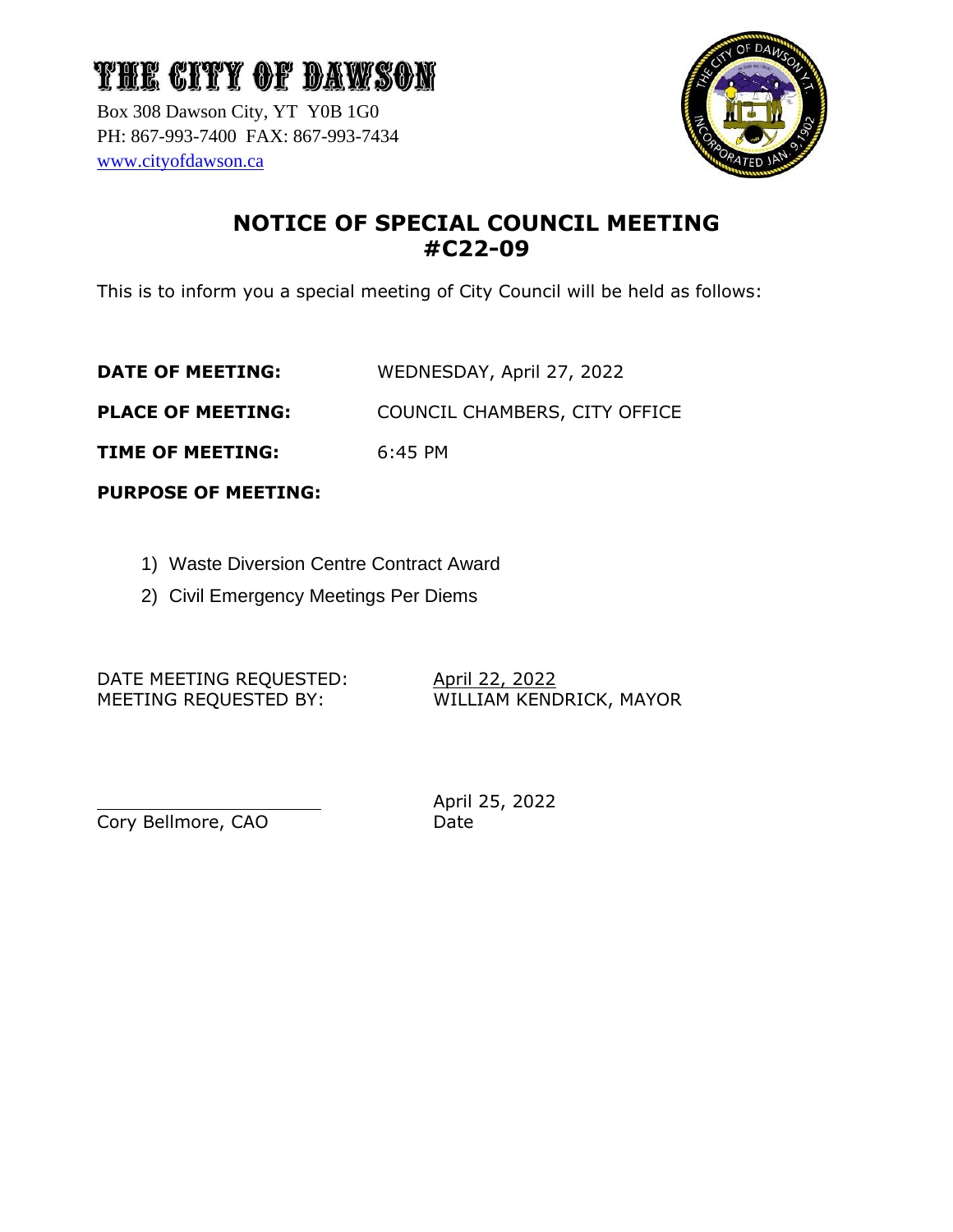# THE CITY OF DAWSON

Box 308 Dawson City, YT Y0B 1G0
PH: 867-993-7400 FAX: 867-993-7434
www.cityofdawson.ca

## NOTICE OF SPECIAL COUNCIL MEETING #C22-09

This is to inform you a special meeting of City Council will be held as follows:

**DATE OF MEETING:** WEDNESDAY, April 27, 2022

**PLACE OF MEETING:** COUNCIL CHAMBERS, CITY OFFICE

**TIME OF MEETING:** 6:45 PM

**PURPOSE OF MEETING:**

1) Waste Diversion Centre Contract Award
2) Civil Emergency Meetings Per Diems

DATE MEETING REQUESTED: April 22, 2022
MEETING REQUESTED BY: WILLIAM KENDRICK, MAYOR

Cory Bellmore, CAO

April 25, 2022
Date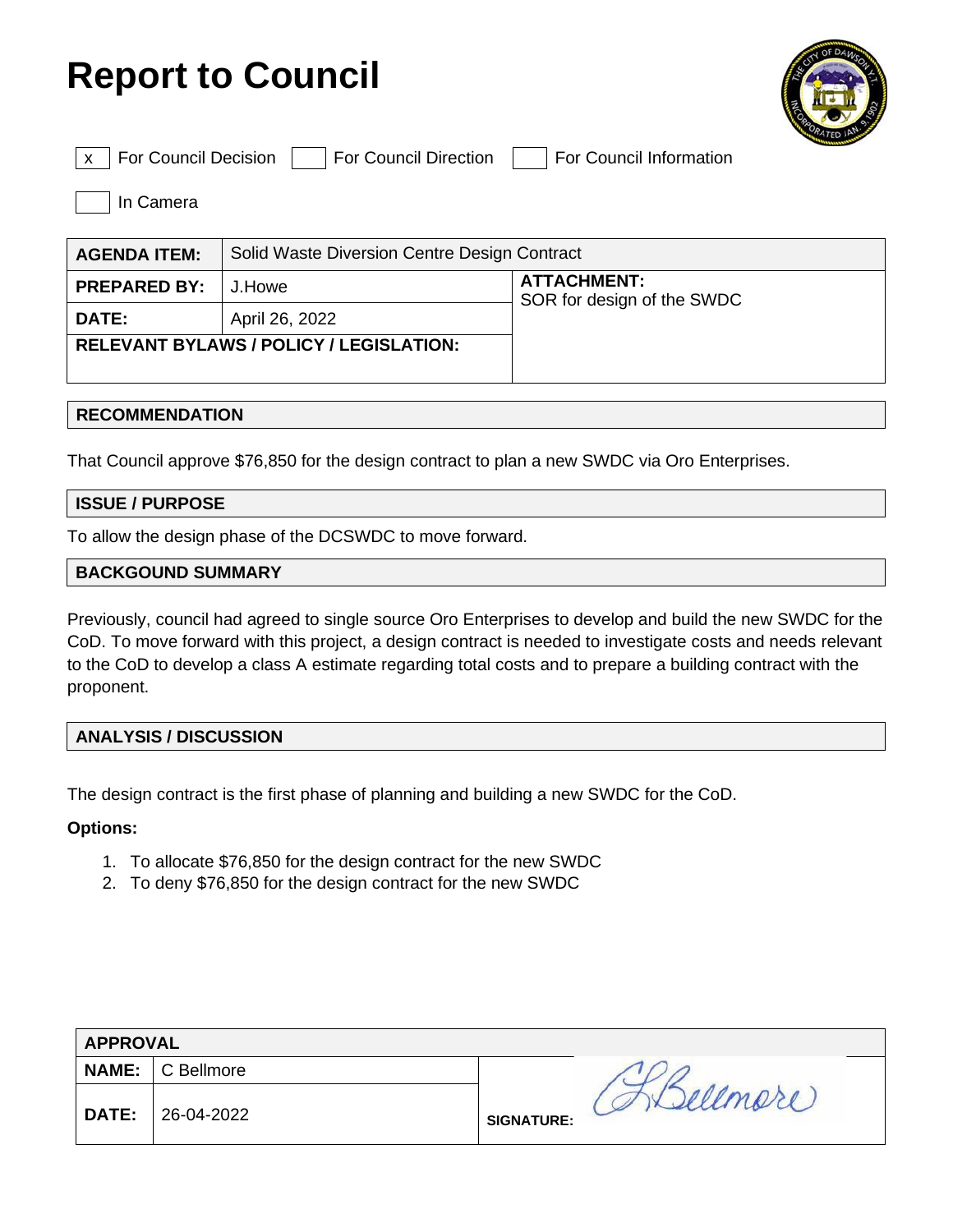# Report to Council

| | | | | | |
|---|---|---|---|---|---|
| x | For Council Decision | | For Council Direction | | For Council Information |
| | In Camera | | | | |

| | | |
|---|---|---|
| **AGENDA ITEM:** | Solid Waste Diversion Centre Design Contract | |
| **PREPARED BY:** | J.Howe | **ATTACHMENT:** SOR for design of the SWDC |
| **DATE:** | April 26, 2022 | |
| **RELEVANT BYLAWS / POLICY / LEGISLATION:** | | |

## RECOMMENDATION

That Council approve $76,850 for the design contract to plan a new SWDC via Oro Enterprises.

## ISSUE / PURPOSE

To allow the design phase of the DCSWDC to move forward.

## BACKGOUND SUMMARY

Previously, council had agreed to single source Oro Enterprises to develop and build the new SWDC for the CoD. To move forward with this project, a design contract is needed to investigate costs and needs relevant to the CoD to develop a class A estimate regarding total costs and to prepare a building contract with the proponent.

## ANALYSIS / DISCUSSION

The design contract is the first phase of planning and building a new SWDC for the CoD.

**Options:**

1. To allocate $76,850 for the design contract for the new SWDC
2. To deny $76,850 for the design contract for the new SWDC

| APPROVAL | | |
|---|---|---|
| **NAME:** | C Bellmore | **SIGNATURE:** C Bellmore |
| **DATE:** | 26-04-2022 | |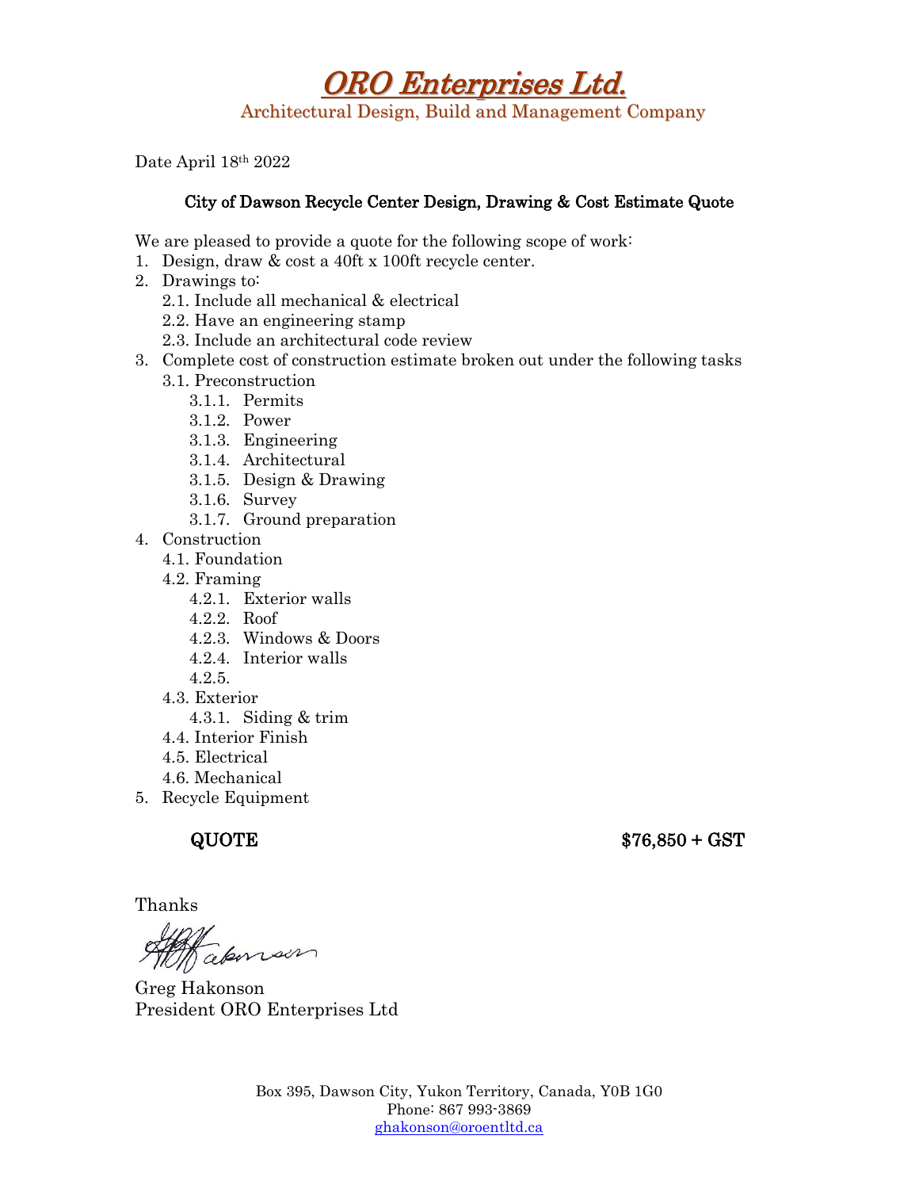# ORO Enterprises Ltd.

Architectural Design, Build and Management Company

Date April 18th 2022

## City of Dawson Recycle Center Design, Drawing & Cost Estimate Quote

We are pleased to provide a quote for the following scope of work:

1. Design, draw & cost a 40ft x 100ft recycle center.
2. Drawings to:
   - 2.1. Include all mechanical & electrical
   - 2.2. Have an engineering stamp
   - 2.3. Include an architectural code review
3. Complete cost of construction estimate broken out under the following tasks
   - 3.1. Preconstruction
     - 3.1.1. Permits
     - 3.1.2. Power
     - 3.1.3. Engineering
     - 3.1.4. Architectural
     - 3.1.5. Design & Drawing
     - 3.1.6. Survey
     - 3.1.7. Ground preparation
4. Construction
   - 4.1. Foundation
   - 4.2. Framing
     - 4.2.1. Exterior walls
     - 4.2.2. Roof
     - 4.2.3. Windows & Doors
     - 4.2.4. Interior walls
     - 4.2.5.
   - 4.3. Exterior
     - 4.3.1. Siding & trim
   - 4.4. Interior Finish
   - 4.5. Electrical
   - 4.6. Mechanical
5. Recycle Equipment

**QUOTE** **$76,850 + GST**

Thanks

Greg Hakonson
President ORO Enterprises Ltd

Box 395, Dawson City, Yukon Territory, Canada, Y0B 1G0
Phone: 867 993-3869
ghakonson@oroentltd.ca